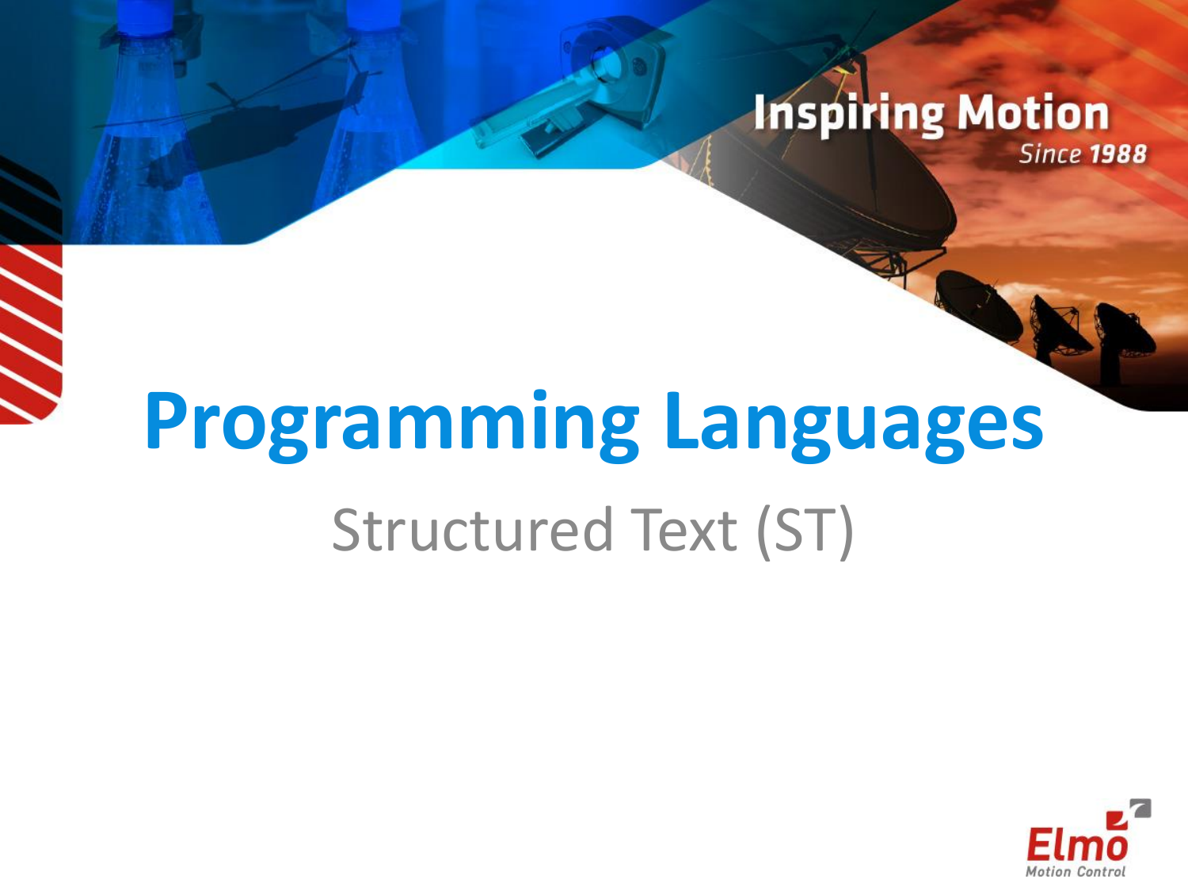# Programming Languages

## Structured Text (ST)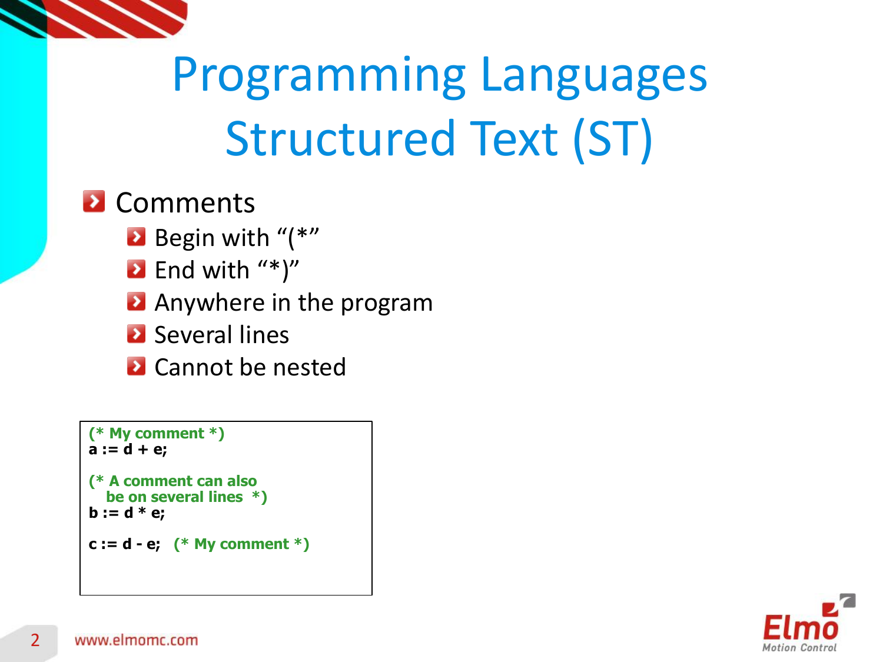# Programming Languages
# Structured Text (ST)

- Comments
  - Begin with “(*”
  - End with “*)”
  - Anywhere in the program
  - Several lines
  - Cannot be nested

```
(* My comment *)
a := d + e;

(* A comment can also
   be on several lines  *)
b := d * e;

c := d - e;   (* My comment *)
```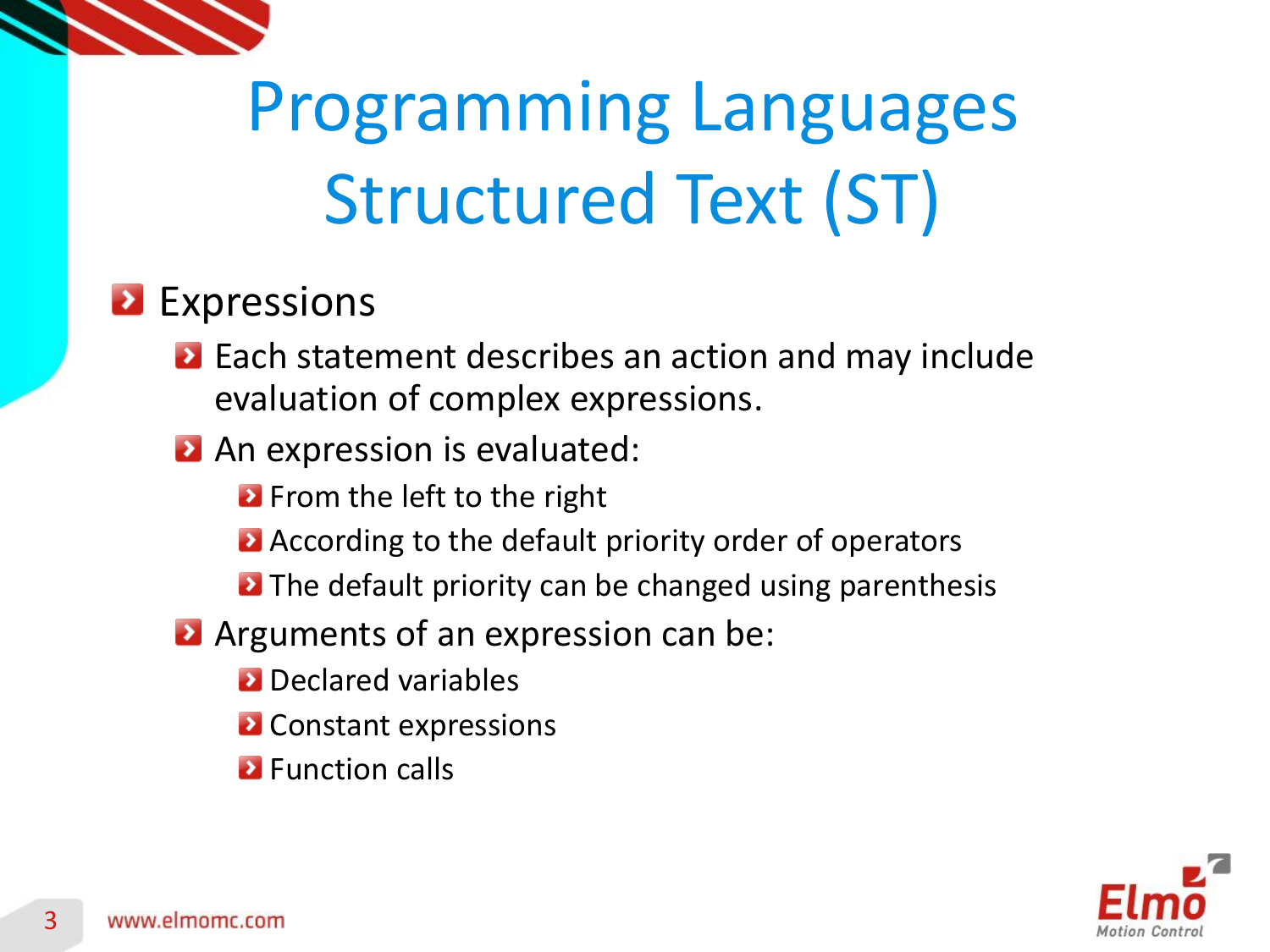# Programming Languages Structured Text (ST)

- Expressions
  - Each statement describes an action and may include evaluation of complex expressions.
  - An expression is evaluated:
    - From the left to the right
    - According to the default priority order of operators
    - The default priority can be changed using parenthesis
  - Arguments of an expression can be:
    - Declared variables
    - Constant expressions
    - Function calls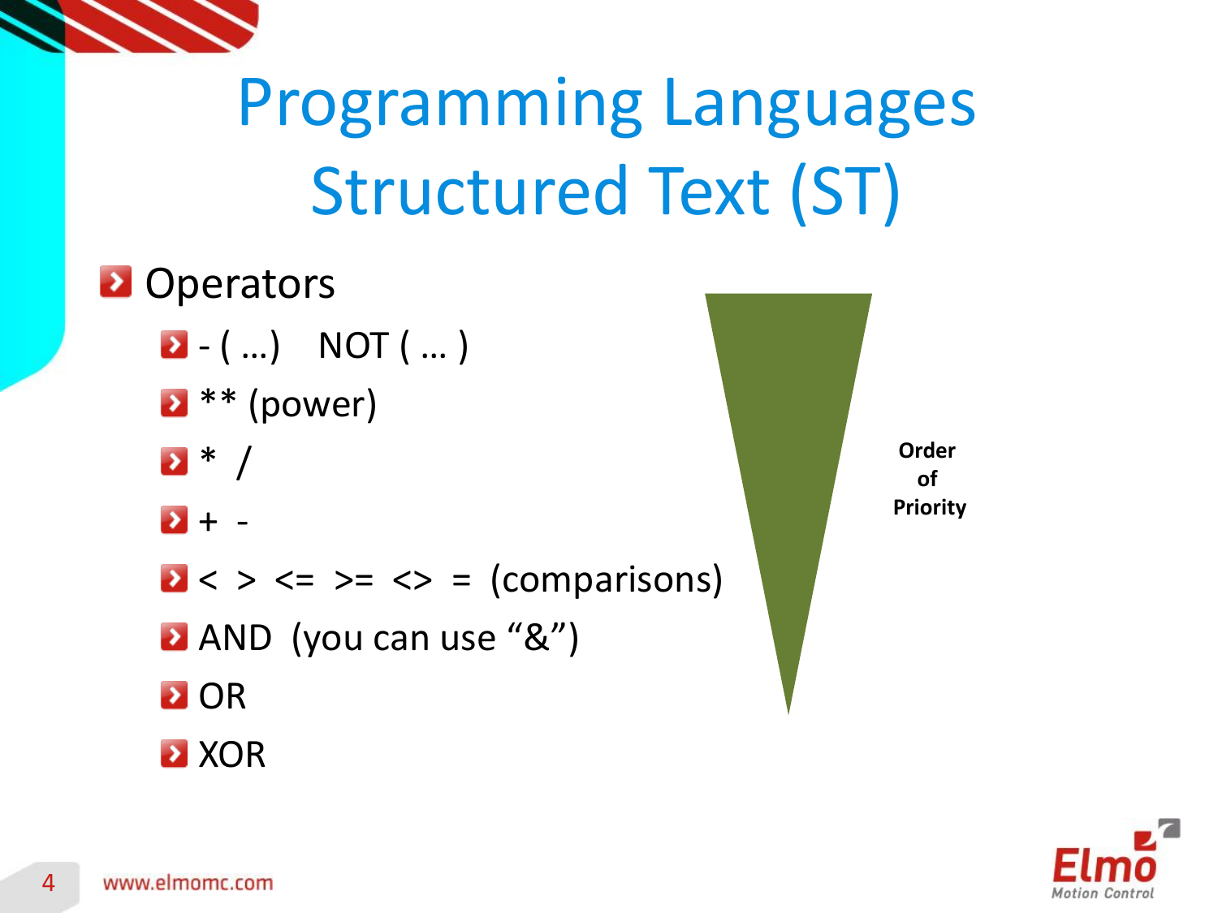# Programming Languages Structured Text (ST)

- Operators
  - - ( …)    NOT ( … )
  - ** (power)
  - *  /
  - +  -
  - <  >  <=  >=  <>  =  (comparisons)
  - AND  (you can use “&”)
  - OR
  - XOR

**Order of Priority**

www.elmomc.com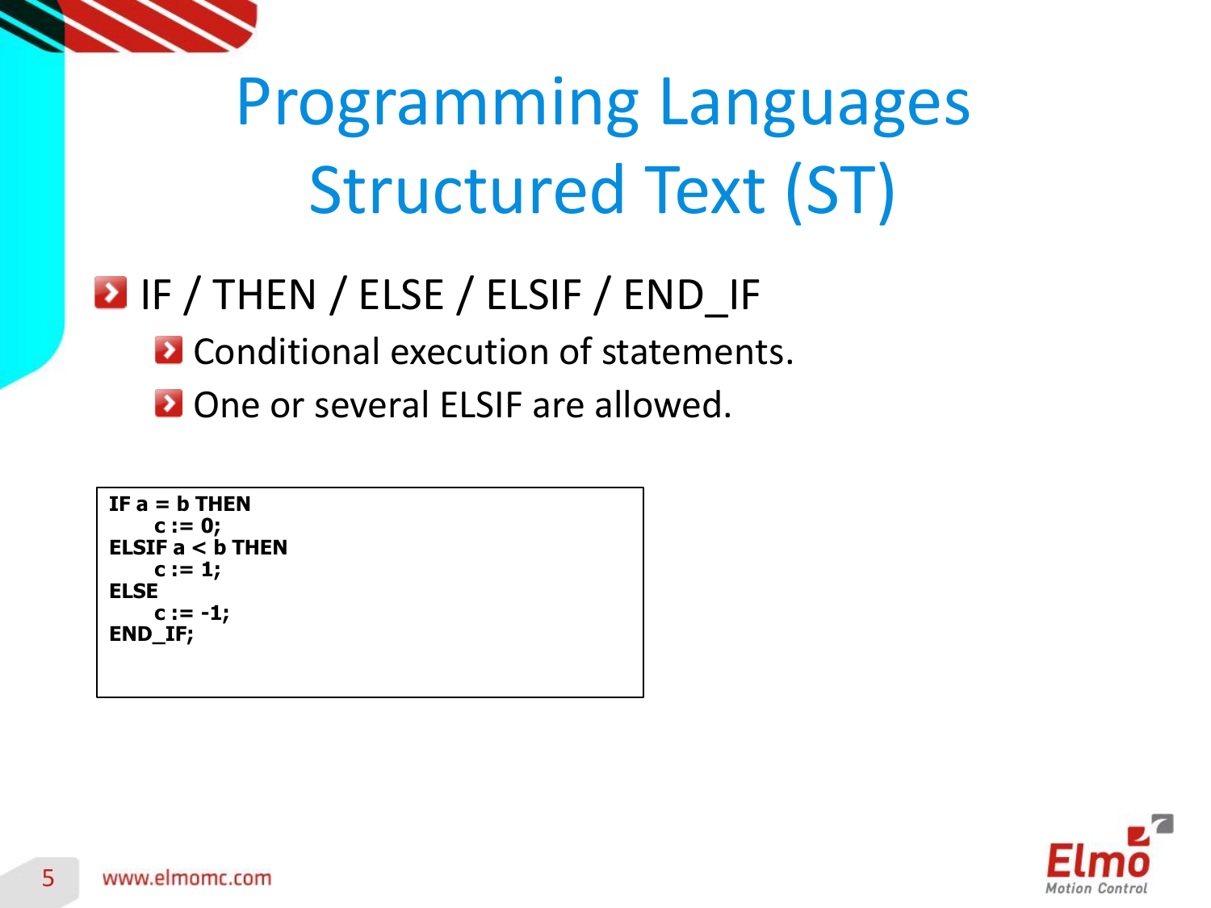# Programming Languages Structured Text (ST)

- IF / THEN / ELSE / ELSIF / END_IF
  - Conditional execution of statements.
  - One or several ELSIF are allowed.

```
IF a = b THEN
    c := 0;
ELSIF a < b THEN
    c := 1;
ELSE
    c := -1;
END_IF;
```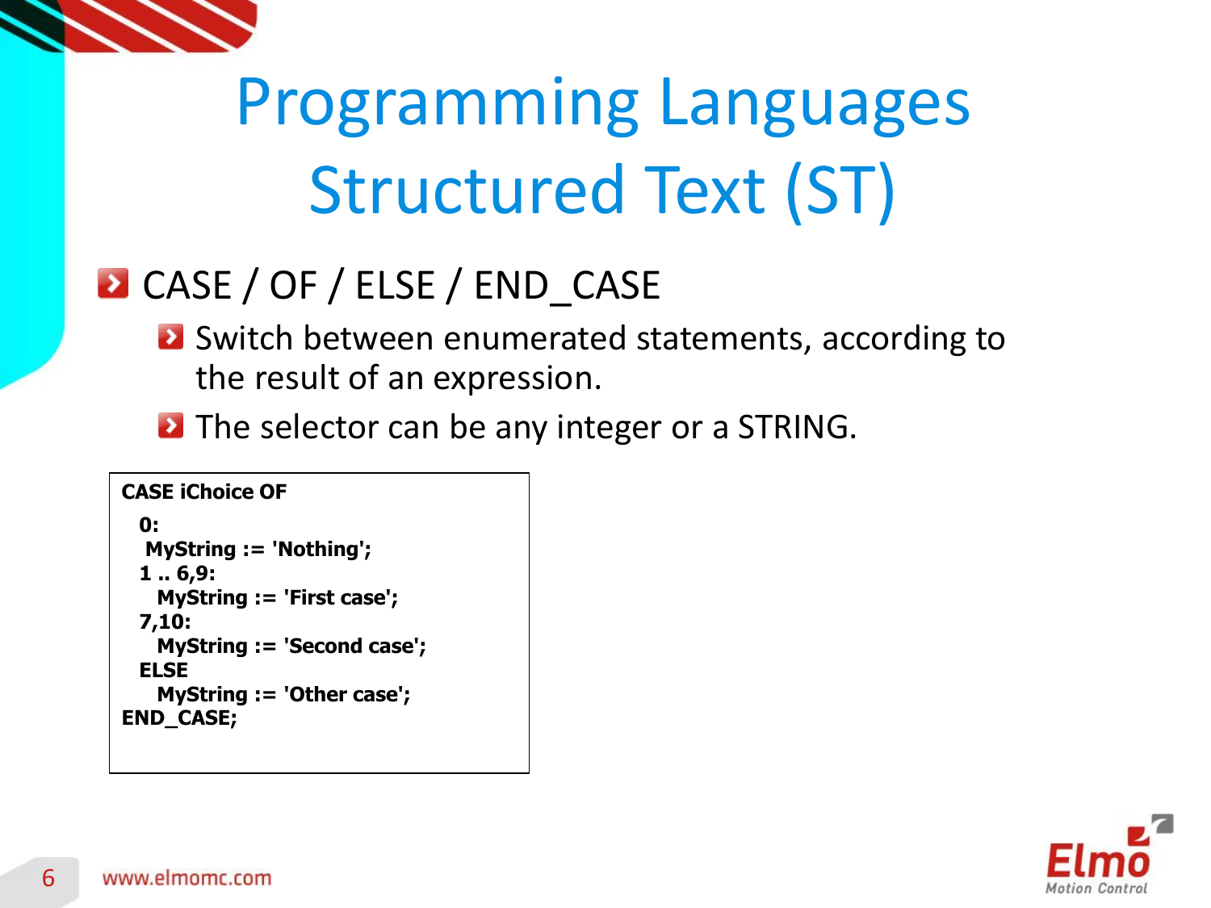# Programming Languages Structured Text (ST)

- CASE / OF / ELSE / END_CASE
  - Switch between enumerated statements, according to the result of an expression.
  - The selector can be any integer or a STRING.

```
CASE iChoice OF
  0:
   MyString := 'Nothing';
  1 .. 6,9:
    MyString := 'First case';
  7,10:
    MyString := 'Second case';
  ELSE
    MyString := 'Other case';
END_CASE;
```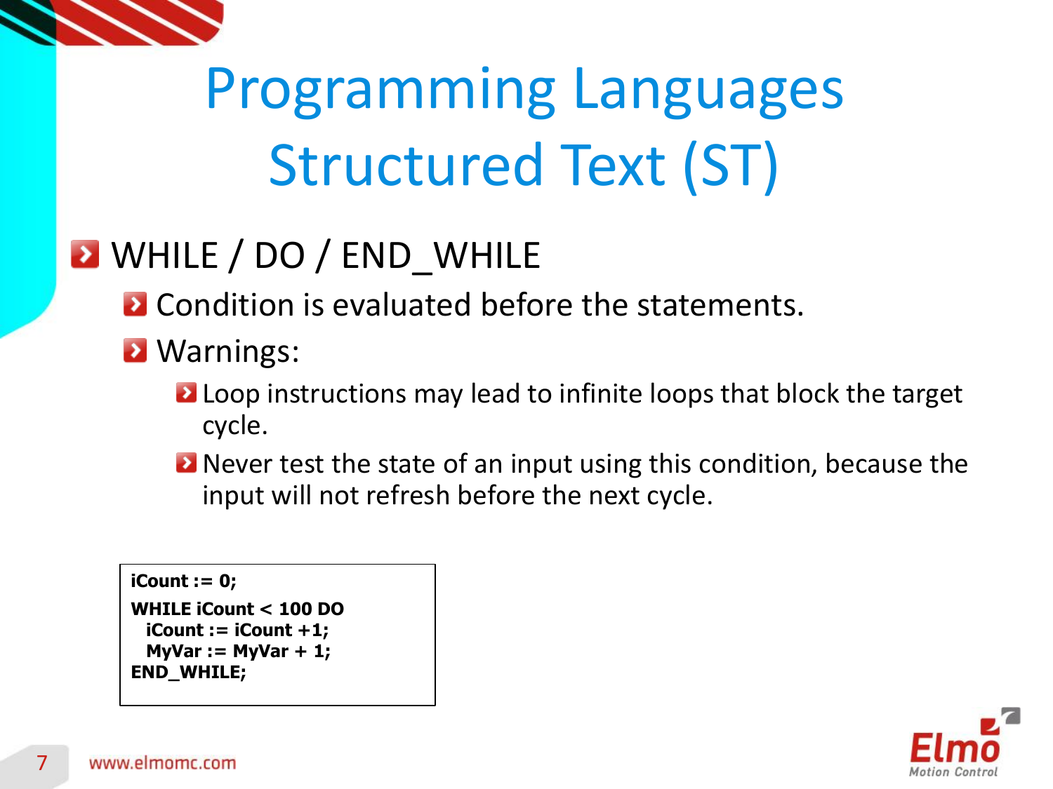# Programming Languages Structured Text (ST)

- WHILE / DO / END_WHILE
  - Condition is evaluated before the statements.
  - Warnings:
    - Loop instructions may lead to infinite loops that block the target cycle.
    - Never test the state of an input using this condition, because the input will not refresh before the next cycle.

```
iCount := 0;
WHILE iCount < 100 DO
  iCount := iCount +1;
  MyVar := MyVar + 1;
END_WHILE;
```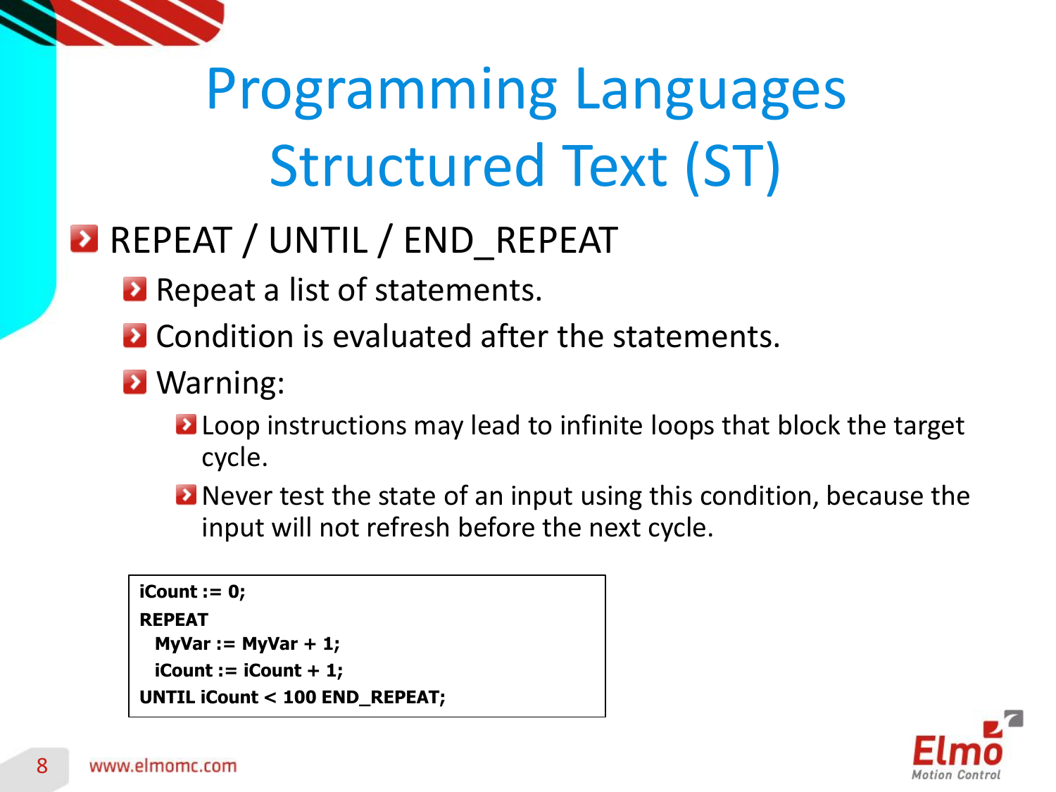# Programming Languages Structured Text (ST)

- REPEAT / UNTIL / END_REPEAT
  - Repeat a list of statements.
  - Condition is evaluated after the statements.
  - Warning:
    - Loop instructions may lead to infinite loops that block the target cycle.
    - Never test the state of an input using this condition, because the input will not refresh before the next cycle.

```
iCount := 0;
REPEAT
  MyVar := MyVar + 1;
  iCount := iCount + 1;
UNTIL iCount < 100 END_REPEAT;
```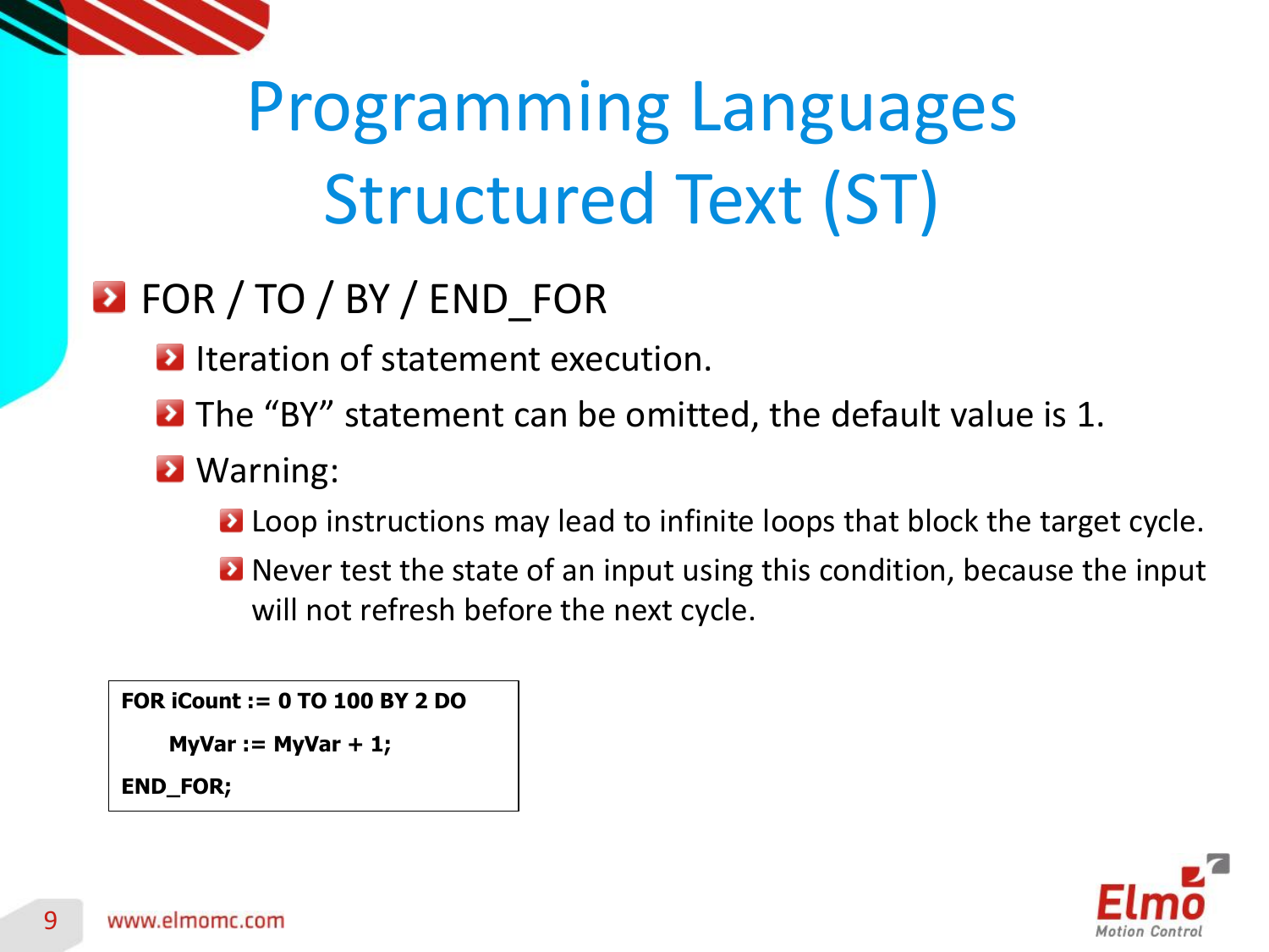# Programming Languages
# Structured Text (ST)

- FOR / TO / BY / END_FOR
  - Iteration of statement execution.
  - The “BY” statement can be omitted, the default value is 1.
  - Warning:
    - Loop instructions may lead to infinite loops that block the target cycle.
    - Never test the state of an input using this condition, because the input will not refresh before the next cycle.

```
FOR iCount := 0 TO 100 BY 2 DO
    MyVar := MyVar + 1;
END_FOR;
```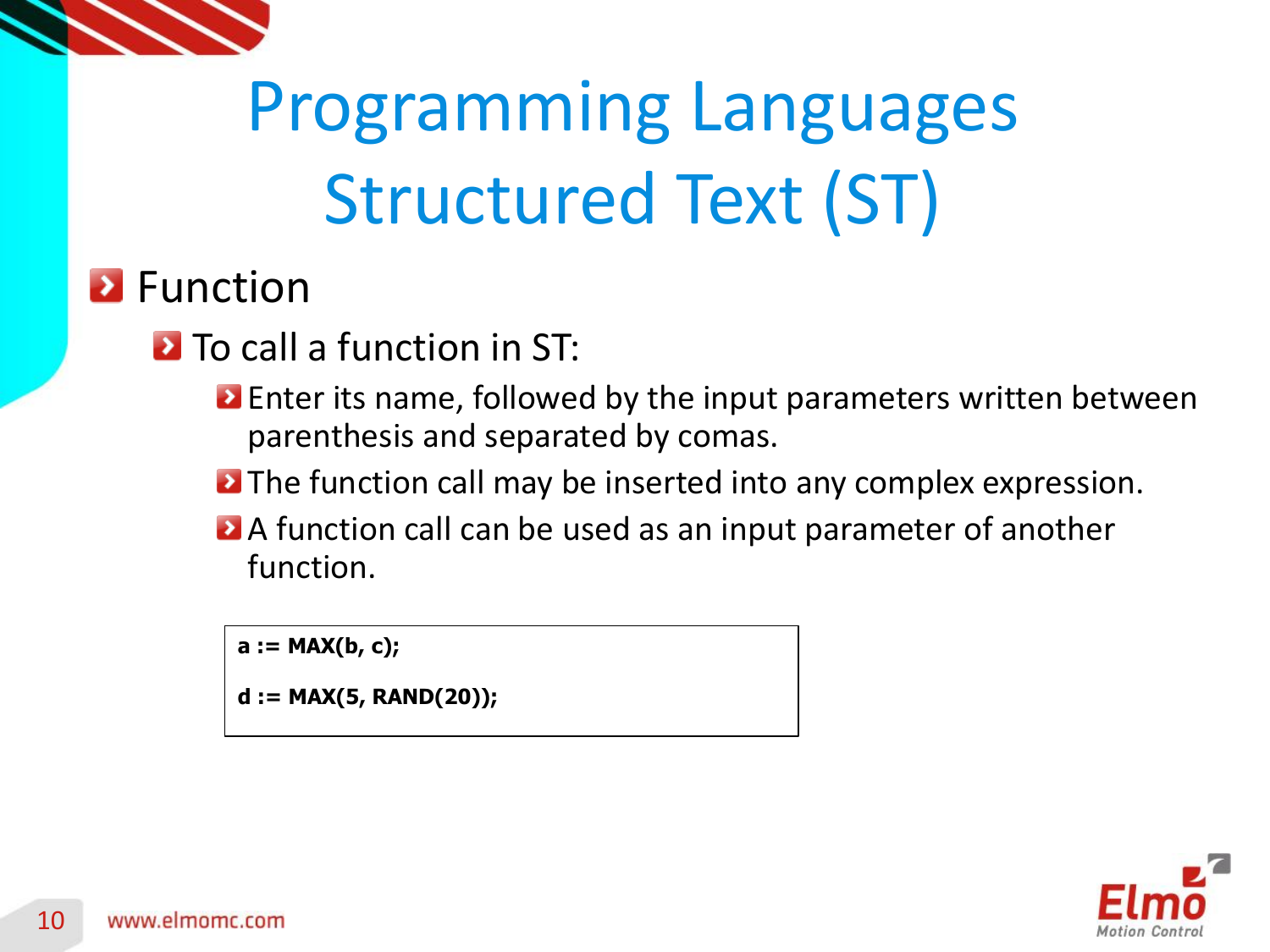# Programming Languages Structured Text (ST)

- Function
  - To call a function in ST:
    - Enter its name, followed by the input parameters written between parenthesis and separated by comas.
    - The function call may be inserted into any complex expression.
    - A function call can be used as an input parameter of another function.

```
a := MAX(b, c);

d := MAX(5, RAND(20));
```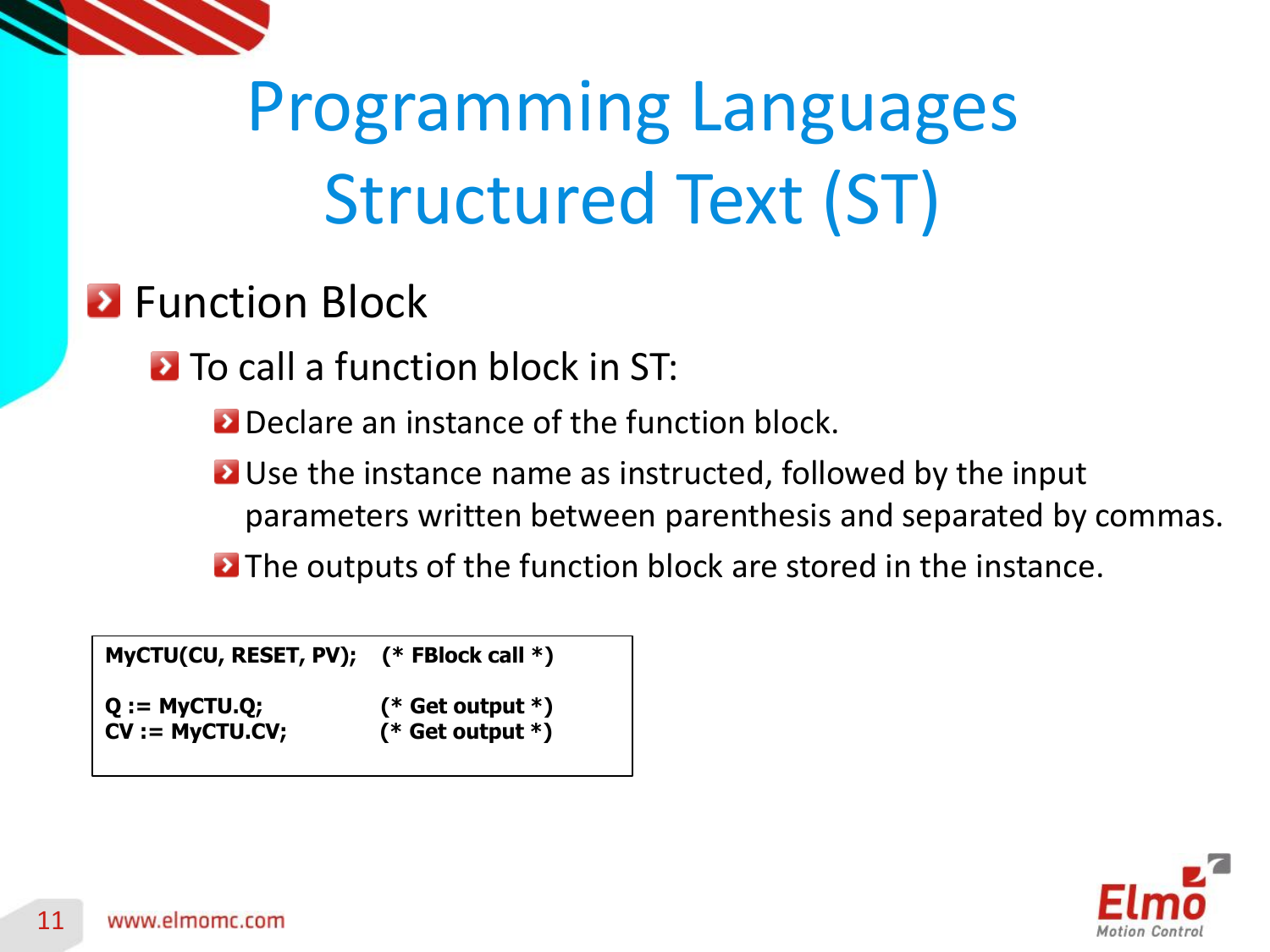# Programming Languages Structured Text (ST)

- Function Block
  - To call a function block in ST:
    - Declare an instance of the function block.
    - Use the instance name as instructed, followed by the input parameters written between parenthesis and separated by commas.
    - The outputs of the function block are stored in the instance.

```
MyCTU(CU, RESET, PV);    (* FBlock call *)

Q := MyCTU.Q;            (* Get output *)
CV := MyCTU.CV;          (* Get output *)
```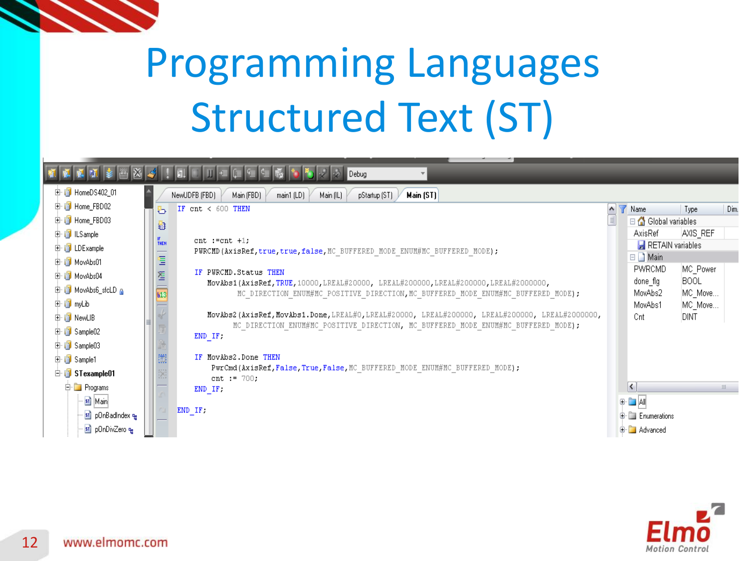# Programming Languages

## Structured Text (ST)

```
IF cnt < 600 THEN


   cnt :=cnt +1;
   PWRCMD(AxisRef,true,true,false,MC_BUFFERED_MODE_ENUM#MC_BUFFERED_MODE);

   IF PWRCMD.Status THEN
      MovAbs1(AxisRef,TRUE,10000,LREAL#20000, LREAL#200000,LREAL#200000,LREAL#2000000,
              MC_DIRECTION_ENUM#MC_POSITIVE_DIRECTION,MC_BUFFERED_MODE_ENUM#MC_BUFFERED_MODE);

      MovAbs2(AxisRef,MovAbs1.Done,LREAL#0,LREAL#20000, LREAL#200000, LREAL#200000, LREAL#2000000,
              MC_DIRECTION_ENUM#MC_POSITIVE_DIRECTION, MC_BUFFERED_MODE_ENUM#MC_BUFFERED_MODE);
   END_IF;

   IF MovAbs2.Done THEN
      PwrCmd(AxisRef,False,True,False,MC_BUFFERED_MODE_ENUM#MC_BUFFERED_MODE);
      cnt := 700;
   END_IF;

END_IF;
```

| Name | Type |
|---|---|
| Global variables | |
| AxisRef | AXIS_REF |
| RETAIN variables | |
| Main | |
| PWRCMD | MC_Power |
| done_flg | BOOL |
| MovAbs2 | MC_Move... |
| MovAbs1 | MC_Move... |
| Cnt | DINT |

www.elmomc.com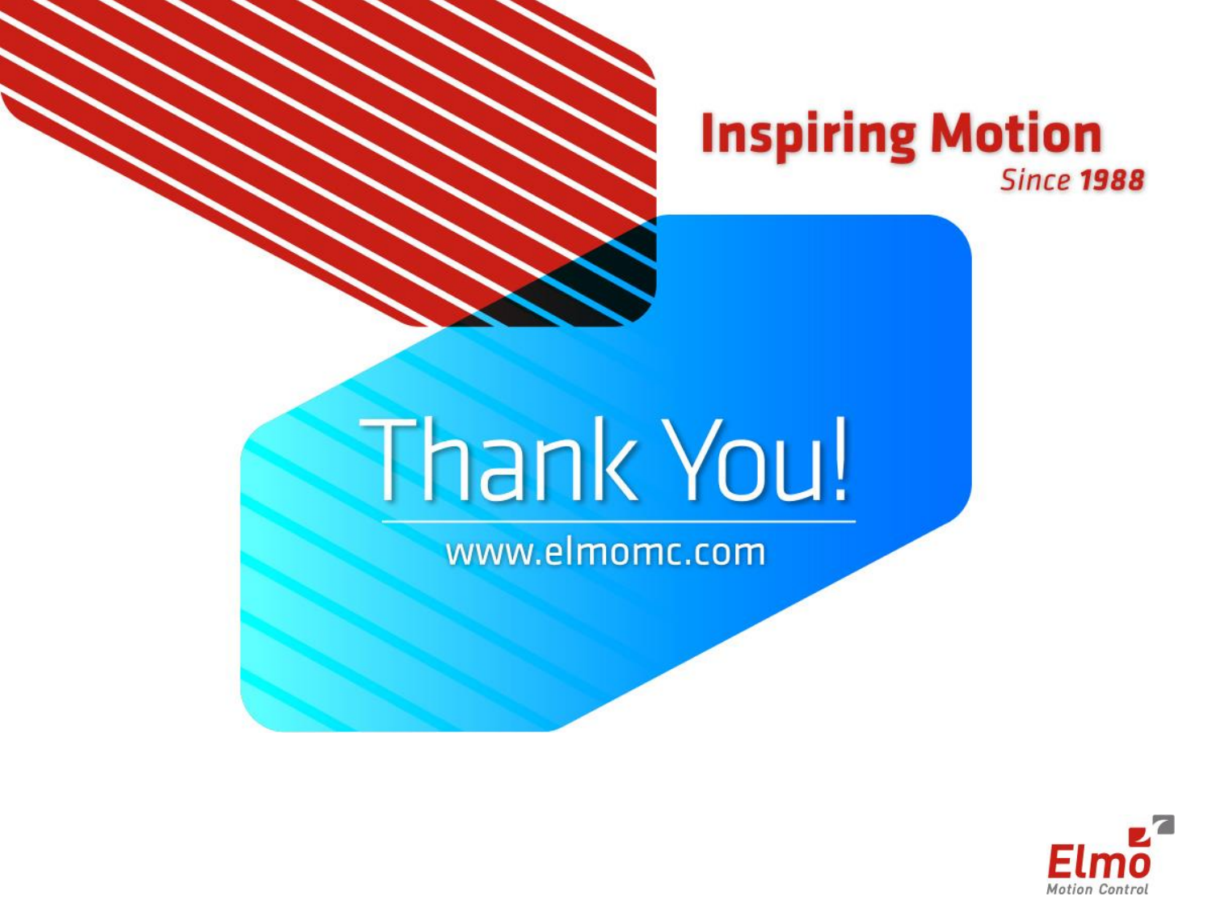**Inspiring Motion**
*Since* ***1988***

# Thank You!

www.elmomc.com

Elmo
Motion Control